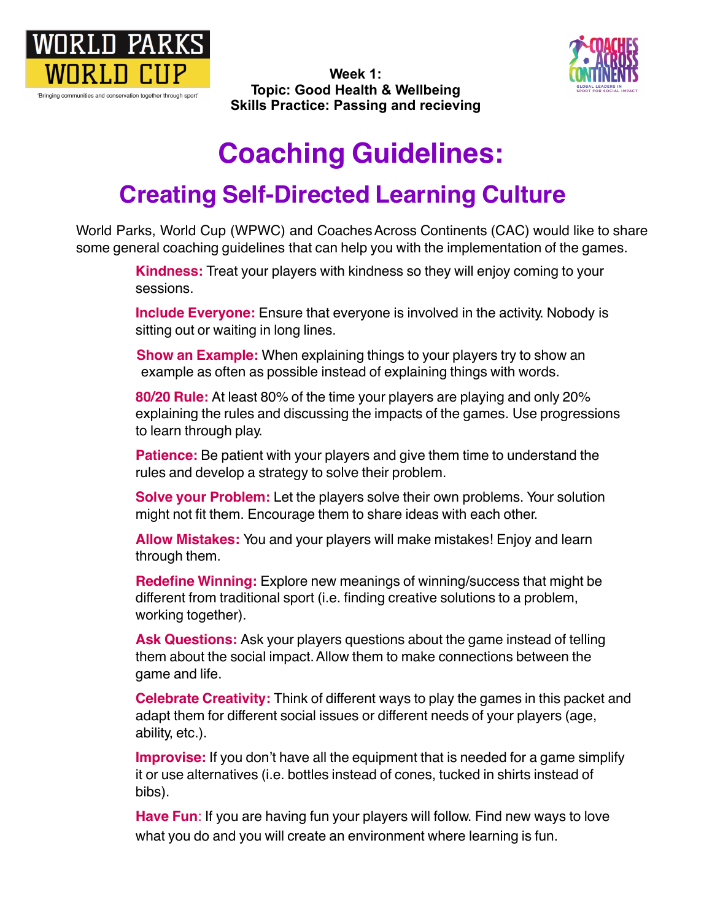WORLD PARKS WORLD CUP

'Bringing communities and conservation together through sport'

**Week 1:**
**Topic: Good Health & Wellbeing**
**Skills Practice: Passing and recieving**

COACHES ACROSS CONTINENTS
GLOBAL LEADERS IN SPORT FOR SOCIAL IMPACT

# Coaching Guidelines:

## Creating Self-Directed Learning Culture

World Parks, World Cup (WPWC) and Coaches Across Continents (CAC) would like to share some general coaching guidelines that can help you with the implementation of the games.

**Kindness:** Treat your players with kindness so they will enjoy coming to your sessions.

**Include Everyone:** Ensure that everyone is involved in the activity. Nobody is sitting out or waiting in long lines.

**Show an Example:** When explaining things to your players try to show an example as often as possible instead of explaining things with words.

**80/20 Rule:** At least 80% of the time your players are playing and only 20% explaining the rules and discussing the impacts of the games. Use progressions to learn through play.

**Patience:** Be patient with your players and give them time to understand the rules and develop a strategy to solve their problem.

**Solve your Problem:** Let the players solve their own problems. Your solution might not fit them. Encourage them to share ideas with each other.

**Allow Mistakes:** You and your players will make mistakes! Enjoy and learn through them.

**Redefine Winning:** Explore new meanings of winning/success that might be different from traditional sport (i.e. finding creative solutions to a problem, working together).

**Ask Questions:** Ask your players questions about the game instead of telling them about the social impact. Allow them to make connections between the game and life.

**Celebrate Creativity:** Think of different ways to play the games in this packet and adapt them for different social issues or different needs of your players (age, ability, etc.).

**Improvise:** If you don't have all the equipment that is needed for a game simplify it or use alternatives (i.e. bottles instead of cones, tucked in shirts instead of bibs).

**Have Fun**: If you are having fun your players will follow. Find new ways to love what you do and you will create an environment where learning is fun.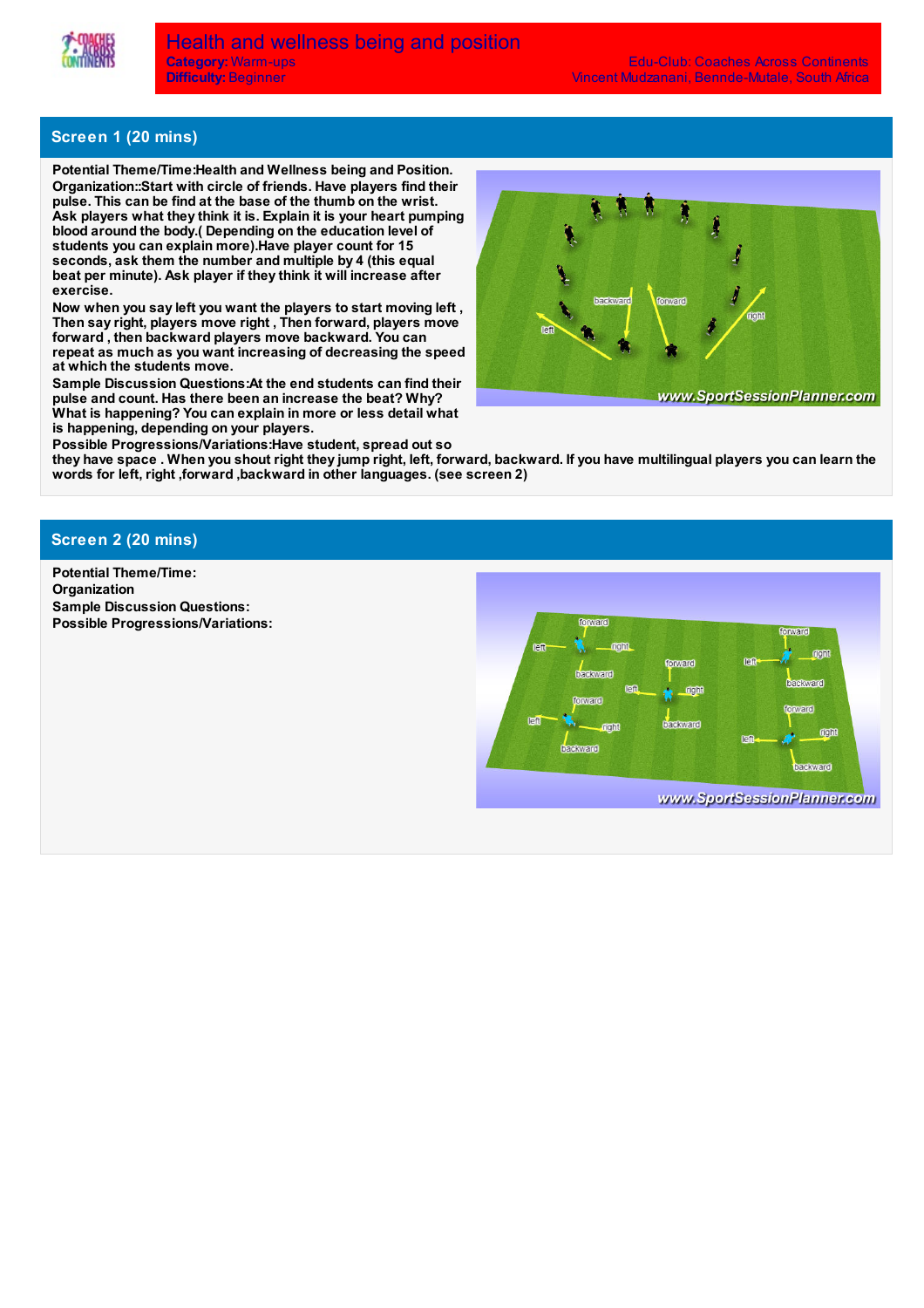# Health and wellness being and position

**Category:** Warm-ups
**Difficulty:** Beginner

Edu-Club: Coaches Across Continents
Vincent Mudzanani, Bennde-Mutale, South Africa

## Screen 1 (20 mins)

**Potential Theme/Time:Health and Wellness being and Position.**
**Organization::Start with circle of friends. Have players find their pulse. This can be find at the base of the thumb on the wrist. Ask players what they think it is. Explain it is your heart pumping blood around the body.( Depending on the education level of students you can explain more).Have player count for 15 seconds, ask them the number and multiple by 4 (this equal beat per minute). Ask player if they think it will increase after exercise.**
**Now when you say left you want the players to start moving left , Then say right, players move right , Then forward, players move forward , then backward players move backward. You can repeat as much as you want increasing of decreasing the speed at which the students move.**
**Sample Discussion Questions:At the end students can find their pulse and count. Has there been an increase the beat? Why? What is happening? You can explain in more or less detail what is happening, depending on your players.**
**Possible Progressions/Variations:Have student, spread out so they have space . When you shout right they jump right, left, forward, backward. If you have multilingual players you can learn the words for left, right ,forward ,backward in other languages. (see screen 2)**

## Screen 2 (20 mins)

**Potential Theme/Time:**
**Organization**
**Sample Discussion Questions:**
**Possible Progressions/Variations:**